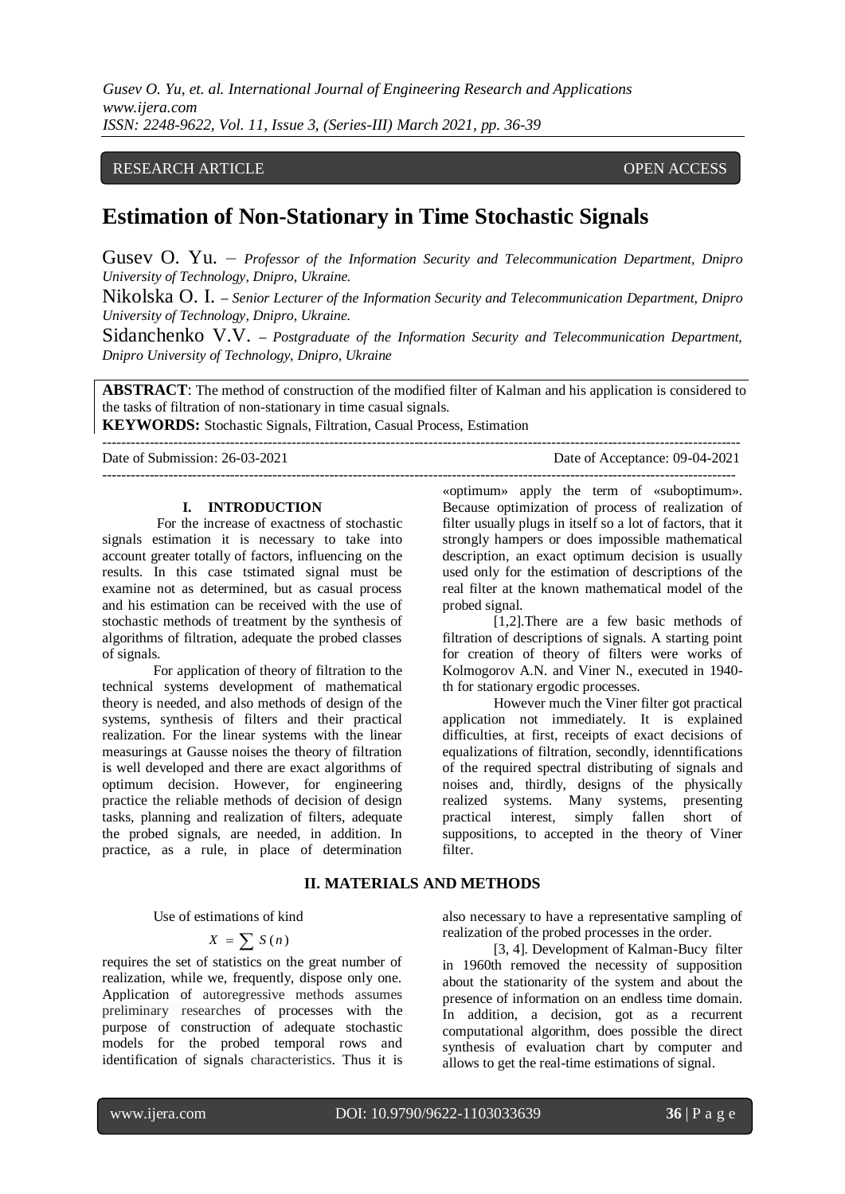RESEARCH ARTICLE OPEN ACCESS

# Estimation of Non-Stationary in Time Stochastic Signals

Gusev O. Yu. – *Professor of the Information Security and Telecommunication Department, Dnipro University of Technology, Dnipro, Ukraine.*

Nikolska O. I. – *Senior Lecturer of the Information Security and Telecommunication Department, Dnipro University of Technology, Dnipro, Ukraine.*

Sidanchenko V.V. – *Postgraduate of the Information Security and Telecommunication Department, Dnipro University of Technology, Dnipro, Ukraine*

**ABSTRACT**: The method of construction of the modified filter of Kalman and his application is considered to the tasks of filtration of non-stationary in time casual signals.

**KEYWORDS:** Stochastic Signals, Filtration, Casual Process, Estimation

---

Date of Submission: 26-03-2021 Date of Acceptance: 09-04-2021

---

## I. INTRODUCTION

For the increase of exactness of stochastic signals estimation it is necessary to take into account greater totally of factors, influencing on the results. In this case tstimated signal must be examine not as determined, but as casual process and his estimation can be received with the use of stochastic methods of treatment by the synthesis of algorithms of filtration, adequate the probed classes of signals.

For application of theory of filtration to the technical systems development of mathematical theory is needed, and also methods of design of the systems, synthesis of filters and their practical realization. For the linear systems with the linear measurings at Gausse noises the theory of filtration is well developed and there are exact algorithms of optimum decision. However, for engineering practice the reliable methods of decision of design tasks, planning and realization of filters, adequate the probed signals, are needed, in addition. In practice, as a rule, in place of determination «optimum» apply the term of «suboptimum». Because optimization of process of realization of filter usually plugs in itself so a lot of factors, that it strongly hampers or does impossible mathematical description, an exact optimum decision is usually used only for the estimation of descriptions of the real filter at the known mathematical model of the probed signal.

[1,2].There are a few basic methods of filtration of descriptions of signals. A starting point for creation of theory of filters were works of Kolmogorov A.N. and Viner N., executed in 1940-th for stationary ergodic processes.

However much the Viner filter got practical application not immediately. It is explained difficulties, at first, receipts of exact decisions of equalizations of filtration, secondly, idenntifications of the required spectral distributing of signals and noises and, thirdly, designs of the physically realized systems. Many systems, presenting practical interest, simply fallen short of suppositions, to accepted in the theory of Viner filter.

## II. MATERIALS AND METHODS

Use of estimations of kind

$$X = \sum S(n)$$

requires the set of statistics on the great number of realization, while we, frequently, dispose only one. Application of autoregressive methods assumes preliminary researches of processes with the purpose of construction of adequate stochastic models for the probed temporal rows and identification of signals characteristics. Thus it is also necessary to have a representative sampling of realization of the probed processes in the order.

[3, 4]. Development of Kalman-Bucy filter in 1960th removed the necessity of supposition about the stationarity of the system and about the presence of information on an endless time domain. In addition, a decision, got as a recurrent computational algorithm, does possible the direct synthesis of evaluation chart by computer and allows to get the real-time estimations of signal.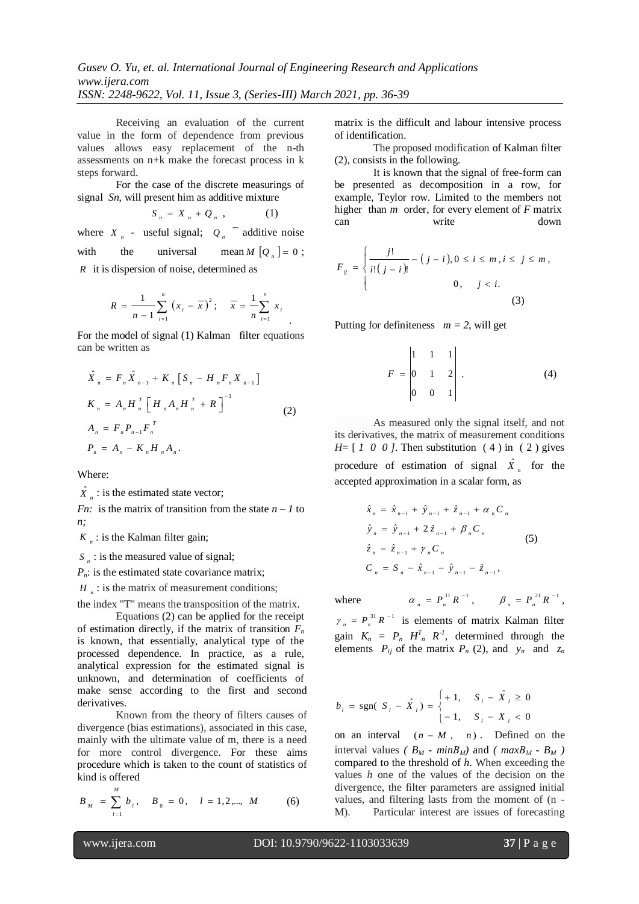Receiving an evaluation of the current value in the form of dependence from previous values allows easy replacement of the n-th assessments on n+k make the forecast process in k steps forward.

For the case of the discrete measurings of signal *Sn*, will present him as additive mixture

$$S_n = X_n + Q_n \,, \qquad (1)$$

where $X_n$ - useful signal; $Q_n$ ‾ additive noise with the universal mean $M\left[Q_n\right] = 0$; $R$ it is dispersion of noise, determined as

$$R = \frac{1}{n-1}\sum_{i=1}^{n}\left(x_i - \overline{x}\right)^2; \quad \overline{x} = \frac{1}{n}\sum_{i=1}^{n} x_i \, .$$

For the model of signal (1) Kalman filter equations can be written as

$$\begin{aligned}
\hat{X}_n &= F_n \hat{X}_{n-1} + K_n\left[S_n - H_n F_n X_{n-1}\right] \\
K_n &= A_n H_n^T \left[H_n A_n H_n^T + R\right]^{-1} \\
A_n &= F_n P_{n-1} F_n^T \\
P_n &= A_n - K_n H_n A_n \, .
\end{aligned} \qquad (2)$$

Where:

$\hat{X}_n$ : is the estimated state vector;

*Fn:* is the matrix of transition from the state *n – 1* to *n;*

$K_n$ : is the Kalman filter gain;

$S_n$ : is the measured value of signal;

$P_n$: is the estimated state covariance matrix;

$H_n$ : is the matrix of measurement conditions;

the index "T" means the transposition of the matrix.

Equations (2) can be applied for the receipt of estimation directly, if the matrix of transition $F_n$ is known, that essentially, analytical type of the processed dependence. In practice, as a rule, analytical expression for the estimated signal is unknown, and determination of coefficients of make sense according to the first and second derivatives.

Known from the theory of filters causes of divergence (bias estimations), associated in this case, mainly with the ultimate value of m, there is a need for more control divergence. For these aims procedure which is taken to the count of statistics of kind is offered

$$B_M = \sum_{l=1}^{M} b_l \,, \quad B_0 = 0, \quad l = 1,2,..., \; M \qquad (6)$$

matrix is the difficult and labour intensive process of identification.

The proposed modification of Kalman filter (2), consists in the following.

It is known that the signal of free-form can be presented as decomposition in a row, for example, Teylor row. Limited to the members not higher than *m* order, for every element of *F* matrix can write down

$$F_{ij} = \begin{cases} \dfrac{j!}{i!\left(j-i\right)!} - \left(j-i\right), 0 \le i \le m, i \le j \le m \,, \\ \qquad\qquad 0, \quad j < i. \end{cases} \qquad (3)$$

Putting for definiteness *m = 2*, will get

$$F = \begin{vmatrix} 1 & 1 & 1 \\ 0 & 1 & 2 \\ 0 & 0 & 1 \end{vmatrix} \, . \qquad (4)$$

As measured only the signal itself, and not its derivatives, the matrix of measurement conditions *H*= [ *1 0 0 ]*. Then substitution ( 4 ) in ( 2 ) gives procedure of estimation of signal $\hat{X}_n$ for the accepted approximation in a scalar form, as

$$\begin{aligned}
\hat{x}_n &= \hat{x}_{n-1} + \hat{y}_{n-1} + \hat{z}_{n-1} + \alpha_n C_n \\
\hat{y}_n &= \hat{y}_{n-1} + 2\hat{z}_{n-1} + \beta_n C_n \\
\hat{z}_n &= \hat{z}_{n-1} + \gamma_n C_n \\
C_n &= S_n - \hat{x}_{n-1} - \hat{y}_{n-1} - \hat{z}_{n-1} \,,
\end{aligned} \qquad (5)$$

where $\alpha_n = P_n^{11} R^{-1}$, $\beta_n = P_n^{21} R^{-1}$, $\gamma_n = P_n^{31} R^{-1}$ is elements of matrix Kalman filter gain $K_n = P_n H_n^T R^{-1}$, determined through the elements $P_{ij}$ of the matrix $P_n$ (2), and $y_n$ and $z_n$

$$b_l = \text{sgn}(\; S_l - \hat{X}_l \;) = \begin{cases} +1, & S_l - \hat{X}_l \ge 0 \\ -1, & S_l - X_l < 0 \end{cases}$$

on an interval $(n - M \,, \; n)$. Defined on the interval values *(* $B_M$ *- min*$B_M$*)* and *(* $maxB_M$ *-* $B_M$ *)* compared to the threshold of *h*. When exceeding the values *h* one of the values of the decision on the divergence, the filter parameters are assigned initial values, and filtering lasts from the moment of (n - M). Particular interest are issues of forecasting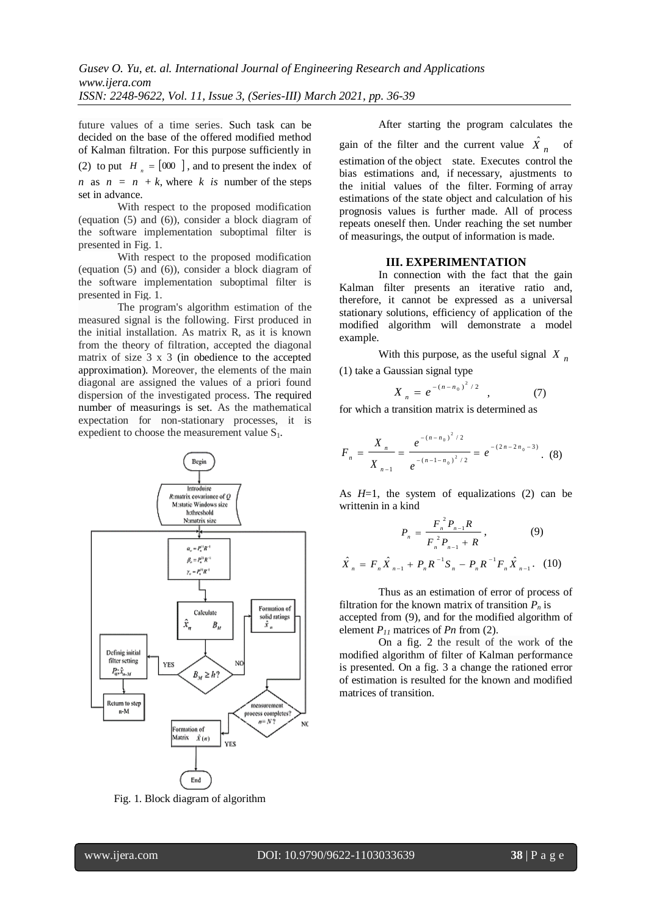future values of a time series. Such task can be decided on the base of the offered modified method of Kalman filtration. For this purpose sufficiently in (2) to put $H_n = [000\ ]$, and to present the index of $n$ as $n = n + k$, where $k$ is number of the steps set in advance.

With respect to the proposed modification (equation (5) and (6)), consider a block diagram of the software implementation suboptimal filter is presented in Fig. 1.

With respect to the proposed modification (equation (5) and (6)), consider a block diagram of the software implementation suboptimal filter is presented in Fig. 1.

The program's algorithm estimation of the measured signal is the following. First produced in the initial installation. As matrix R, as it is known from the theory of filtration, accepted the diagonal matrix of size 3 x 3 (in obedience to the accepted approximation). Moreover, the elements of the main diagonal are assigned the values of a priori found dispersion of the investigated process. The required number of measurings is set. As the mathematical expectation for non-stationary processes, it is expedient to choose the measurement value $S_1$.

Fig. 1. Block diagram of algorithm

After starting the program calculates the gain of the filter and the current value $\hat{X}_n$ of estimation of the object state. Executes control the bias estimations and, if necessary, ajustments to the initial values of the filter. Forming of array estimations of the state object and calculation of his prognosis values is further made. All of process repeats oneself then. Under reaching the set number of measurings, the output of information is made.

## III. EXPERIMENTATION

In connection with the fact that the gain Kalman filter presents an iterative ratio and, therefore, it cannot be expressed as a universal stationary solutions, efficiency of application of the modified algorithm will demonstrate a model example.

With this purpose, as the useful signal $X_n$ (1) take a Gaussian signal type

$$X_n = e^{-(n-n_0)^2/2}, \qquad (7)$$

for which a transition matrix is determined as

$$F_n = \frac{X_n}{X_{n-1}} = \frac{e^{-(n-n_0)^2/2}}{e^{-(n-1-n_0)^2/2}} = e^{-(2n-2n_0-3)}. \quad (8)$$

As $H$=1, the system of equalizations (2) can be writtenin in a kind

$$P_n = \frac{F_n^2 P_{n-1} R}{F_n^2 P_{n-1} + R}, \qquad (9)$$

$$\hat{X}_n = F_n \hat{X}_{n-1} + P_n R^{-1} S_n - P_n R^{-1} F_n \hat{X}_{n-1}. \quad (10)$$

Thus as an estimation of error of process of filtration for the known matrix of transition $P_n$ is accepted from (9), and for the modified algorithm of element $P_{11}$ matrices of $Pn$ from (2).

On a fig. 2 the result of the work of the modified algorithm of filter of Kalman performance is presented. On a fig. 3 a change the rationed error of estimation is resulted for the known and modified matrices of transition.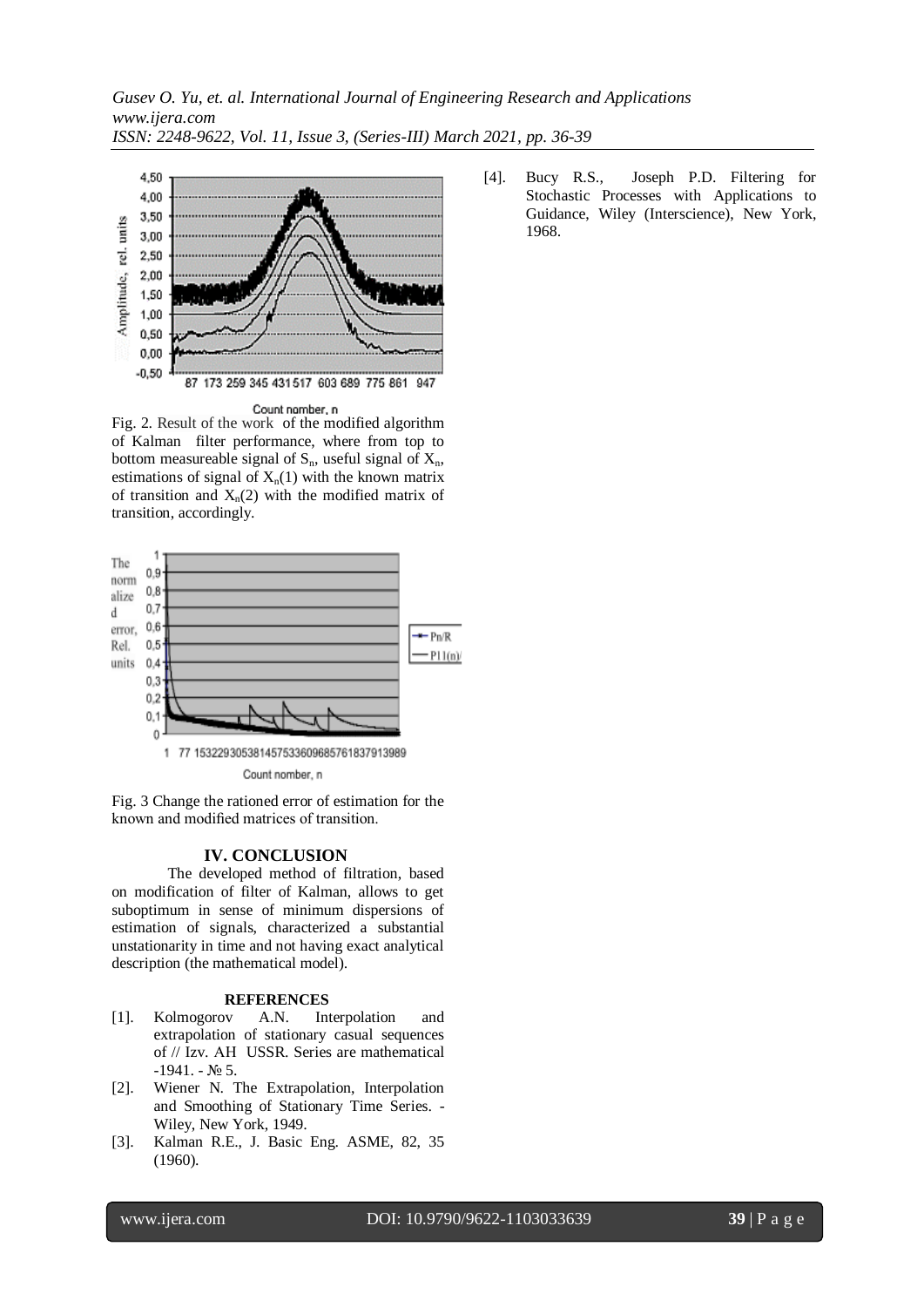4,50
4,00
3,50
3,00
2,50
2,00
1,50
1,00
0,50
0,00
-0,50

Amplitude, rel. units

87 173 259 345 431 517 603 689 775 861 947

Count nomber, n

Fig. 2. Result of the work of the modified algorithm of Kalman filter performance, where from top to bottom measureable signal of $S_n$, useful signal of $X_n$, estimations of signal of $X_n(1)$ with the known matrix of transition and $X_n(2)$ with the modified matrix of transition, accordingly.

The normalized error, Rel. units

1
0,9
0,8
0,7
0,6
0,5
0,4
0,3
0,2
0,1
0

1 77 153229305381457533609685761837913989

Count nomber, n

Pn/R
P11(n)/

Fig. 3 Change the rationed error of estimation for the known and modified matrices of transition.

## IV. CONCLUSION

The developed method of filtration, based on modification of filter of Kalman, allows to get suboptimum in sense of minimum dispersions of estimation of signals, characterized a substantial unstationarity in time and not having exact analytical description (the mathematical model).

## REFERENCES

[1]. Kolmogorov A.N. Interpolation and extrapolation of stationary casual sequences of // Izv. AH USSR. Series are mathematical -1941. - № 5.

[2]. Wiener N. The Extrapolation, Interpolation and Smoothing of Stationary Time Series. - Wiley, New York, 1949.

[3]. Kalman R.E., J. Basic Eng. ASME, 82, 35 (1960).

[4]. Bucy R.S., Joseph P.D. Filtering for Stochastic Processes with Applications to Guidance, Wiley (Interscience), New York, 1968.